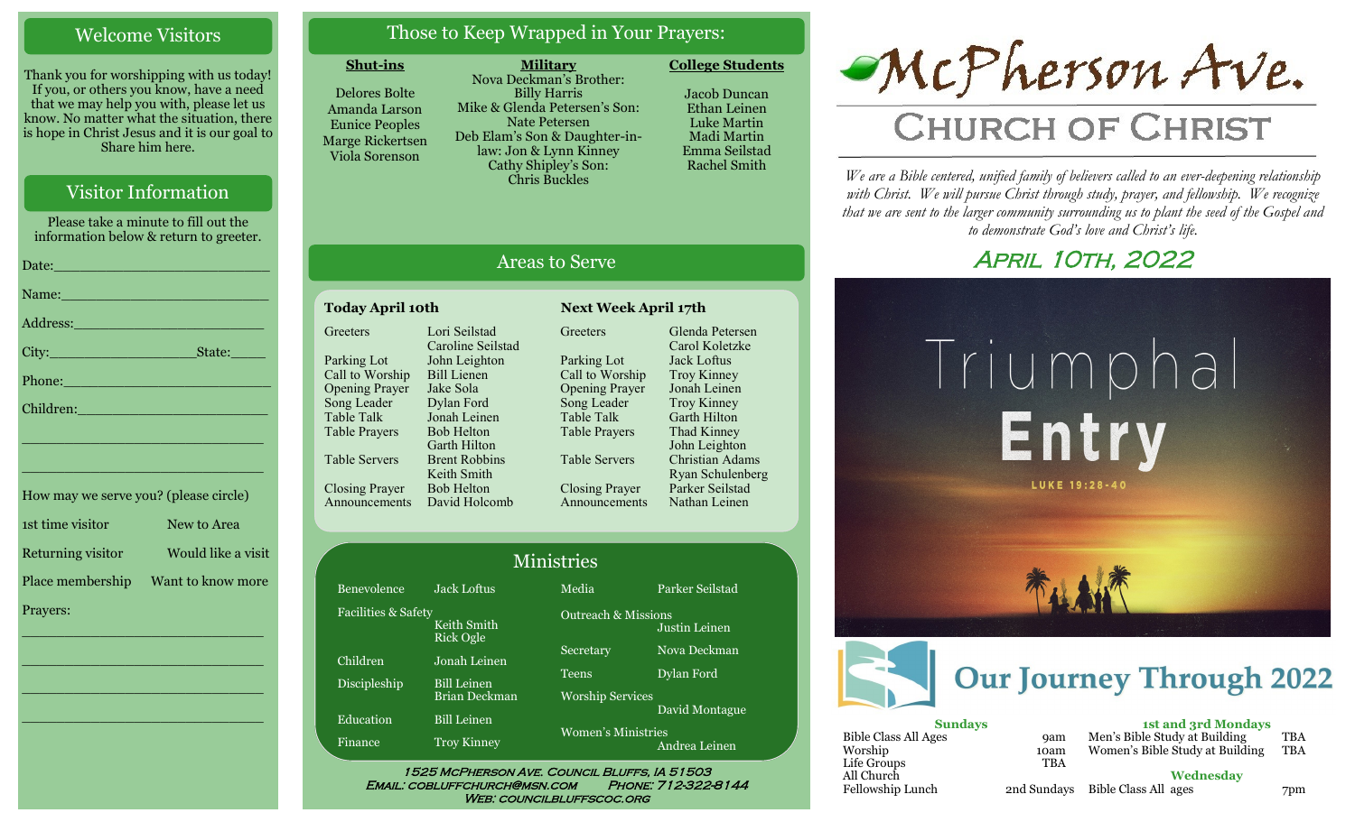## Welcome Visitors

Thank you for worshipping with us today! If you, or others you know, have a need that we may help you with, please let us know. No matter what the situation, there is hope in Christ Jesus and it is our goal to Share him here.

## Visitor Information

Please take a minute to fill out the information below & return to greeter.

Date:_______________________

Name:_______________________

Address:_____________________

City:_________________State:_____

Phone:______________________

Children:_____________________

_____________________________

_____________________________

How may we serve you? (please circle)

1st time visitor — New to Area

Returning visitor — Would like a visit

Place membership — Want to know more

Prayers:

_____________________________

_____________________________

_____________________________

_____________________________

## Those to Keep Wrapped in Your Prayers:

**Shut-ins**

Delores Bolte
Amanda Larson
Eunice Peoples
Marge Rickertsen
Viola Sorenson

**Military**

Nova Deckman's Brother: Billy Harris
Mike & Glenda Petersen's Son: Nate Petersen
Deb Elam's Son & Daughter-in-law: Jon & Lynn Kinney
Cathy Shipley's Son: Chris Buckles

**College Students**

Jacob Duncan
Ethan Leinen
Luke Martin
Madi Martin
Emma Seilstad
Rachel Smith

## Areas to Serve

**Today April 10th**

| Role | Name |
|---|---|
| Greeters | Lori Seilstad, Caroline Seilstad |
| Parking Lot | John Leighton |
| Call to Worship | Bill Lienen |
| Opening Prayer | Jake Sola |
| Song Leader | Dylan Ford |
| Table Talk | Jonah Leinen |
| Table Prayers | Bob Helton, Garth Hilton |
| Table Servers | Brent Robbins, Keith Smith |
| Closing Prayer | Bob Helton |
| Announcements | David Holcomb |

**Next Week April 17th**

| Role | Name |
|---|---|
| Greeters | Glenda Petersen, Carol Koletzke |
| Parking Lot | Jack Loftus |
| Call to Worship | Troy Kinney |
| Opening Prayer | Jonah Leinen |
| Song Leader | Troy Kinney |
| Table Talk | Garth Hilton |
| Table Prayers | Thad Kinney, John Leighton |
| Table Servers | Christian Adams, Ryan Schulenberg |
| Closing Prayer | Parker Seilstad |
| Announcements | Nathan Leinen |

## Ministries

| Ministry | Name |
|---|---|
| Benevolence | Jack Loftus |
| Facilities & Safety | Keith Smith, Rick Ogle |
| Children | Jonah Leinen |
| Discipleship | Bill Leinen, Brian Deckman |
| Education | Bill Leinen |
| Finance | Troy Kinney |
| Media | Parker Seilstad |
| Outreach & Missions | Justin Leinen |
| Secretary | Nova Deckman |
| Teens | Dylan Ford |
| Worship Services | David Montague |
| Women's Ministries | Andrea Leinen |

1525 McPherson Ave. Council Bluffs, IA 51503
Email: cobluffchurch@msn.com Phone: 712-322-8144
Web: councilbluffscoc.org

# McPherson Ave. Church of Christ

*We are a Bible centered, unified family of believers called to an ever-deepening relationship with Christ. We will pursue Christ through study, prayer, and fellowship. We recognize that we are sent to the larger community surrounding us to plant the seed of the Gospel and to demonstrate God's love and Christ's life.*

## April 10th, 2022

Triumphal Entry
LUKE 19:28-40

## Our Journey Through 2022

**Sundays**

| | |
|---|---|
| Bible Class All Ages | 9am |
| Worship | 10am |
| Life Groups | TBA |
| All Church Fellowship Lunch | 2nd Sundays |

**1st and 3rd Mondays**

| | |
|---|---|
| Men's Bible Study at Building | TBA |
| Women's Bible Study at Building | TBA |

**Wednesday**

| | |
|---|---|
| Bible Class All ages | 7pm |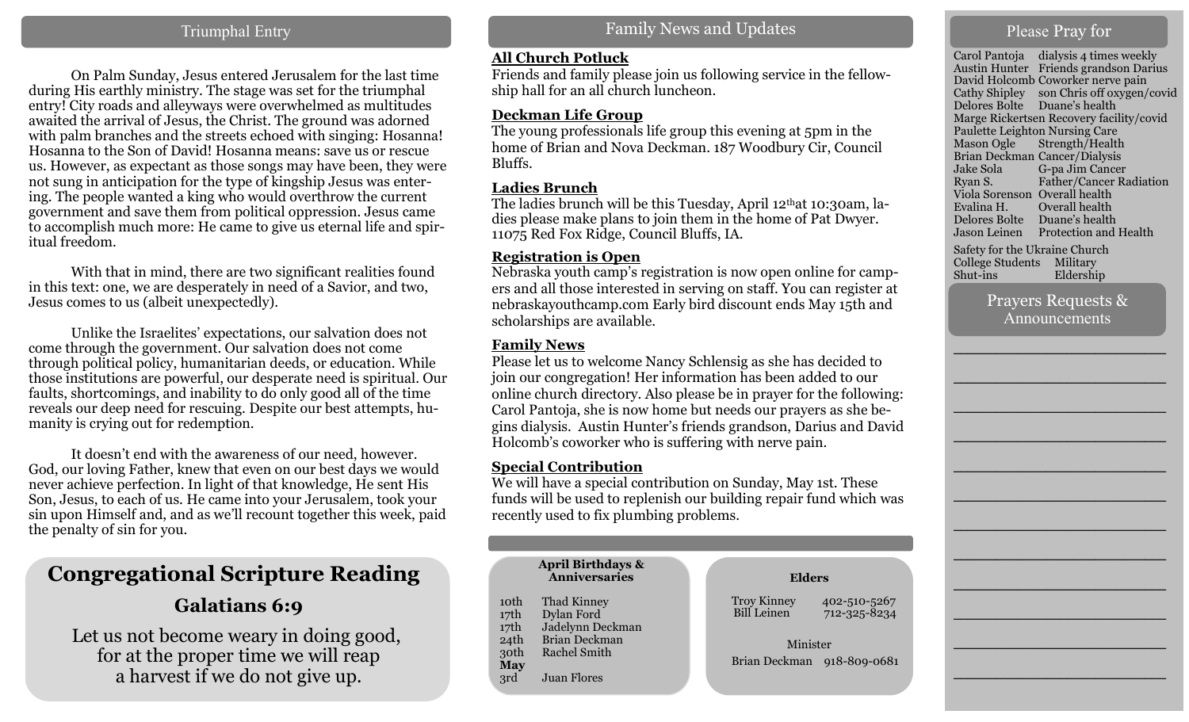## Triumphal Entry

On Palm Sunday, Jesus entered Jerusalem for the last time during His earthly ministry. The stage was set for the triumphal entry! City roads and alleyways were overwhelmed as multitudes awaited the arrival of Jesus, the Christ. The ground was adorned with palm branches and the streets echoed with singing: Hosanna! Hosanna to the Son of David! Hosanna means: save us or rescue us. However, as expectant as those songs may have been, they were not sung in anticipation for the type of kingship Jesus was entering. The people wanted a king who would overthrow the current government and save them from political oppression. Jesus came to accomplish much more: He came to give us eternal life and spiritual freedom.

With that in mind, there are two significant realities found in this text: one, we are desperately in need of a Savior, and two, Jesus comes to us (albeit unexpectedly).

Unlike the Israelites' expectations, our salvation does not come through the government. Our salvation does not come through political policy, humanitarian deeds, or education. While those institutions are powerful, our desperate need is spiritual. Our faults, shortcomings, and inability to do only good all of the time reveals our deep need for rescuing. Despite our best attempts, humanity is crying out for redemption.

It doesn't end with the awareness of our need, however. God, our loving Father, knew that even on our best days we would never achieve perfection. In light of that knowledge, He sent His Son, Jesus, to each of us. He came into your Jerusalem, took your sin upon Himself and, and as we'll recount together this week, paid the penalty of sin for you.

# Congregational Scripture Reading

## Galatians 6:9

Let us not become weary in doing good,
for at the proper time we will reap
a harvest if we do not give up.

## Family News and Updates

**All Church Potluck**
Friends and family please join us following service in the fellowship hall for an all church luncheon.

**Deckman Life Group**
The young professionals life group this evening at 5pm in the home of Brian and Nova Deckman. 187 Woodbury Cir, Council Bluffs.

**Ladies Brunch**
The ladies brunch will be this Tuesday, April 12th at 10:30am, ladies please make plans to join them in the home of Pat Dwyer. 11075 Red Fox Ridge, Council Bluffs, IA.

**Registration is Open**
Nebraska youth camp's registration is now open online for campers and all those interested in serving on staff. You can register at nebraskayouthcamp.com Early bird discount ends May 15th and scholarships are available.

**Family News**
Please let us to welcome Nancy Schlensig as she has decided to join our congregation! Her information has been added to our online church directory. Also please be in prayer for the following: Carol Pantoja, she is now home but needs our prayers as she begins dialysis. Austin Hunter's friends grandson, Darius and David Holcomb's coworker who is suffering with nerve pain.

**Special Contribution**
We will have a special contribution on Sunday, May 1st. These funds will be used to replenish our building repair fund which was recently used to fix plumbing problems.

**April Birthdays & Anniversaries**

| | |
|---|---|
| 10th | Thad Kinney |
| 17th | Dylan Ford |
| 17th | Jadelynn Deckman |
| 24th | Brian Deckman |
| 30th | Rachel Smith |
| **May** | |
| 3rd | Juan Flores |

**Elders**

| | |
|---|---|
| Troy Kinney | 402-510-5267 |
| Bill Leinen | 712-325-8234 |

Minister

Brian Deckman 918-809-0681

## Please Pray for

| | |
|---|---|
| Carol Pantoja | dialysis 4 times weekly |
| Austin Hunter | Friends grandson Darius |
| David Holcomb | Coworker nerve pain |
| Cathy Shipley | son Chris off oxygen/covid |
| Delores Bolte | Duane's health |
| Marge Rickertsen | Recovery facility/covid |
| Paulette Leighton | Nursing Care |
| Mason Ogle | Strength/Health |
| Brian Deckman | Cancer/Dialysis |
| Jake Sola | G-pa Jim Cancer |
| Ryan S. | Father/Cancer Radiation |
| Viola Sorenson | Overall health |
| Evalina H. | Overall health |
| Delores Bolte | Duane's health |
| Jason Leinen | Protection and Health |

Safety for the Ukraine Church
College Students Military
Shut-ins Eldership

## Prayers Requests & Announcements

______________________

______________________

______________________

______________________

______________________

______________________

______________________

______________________

______________________

______________________

______________________

______________________